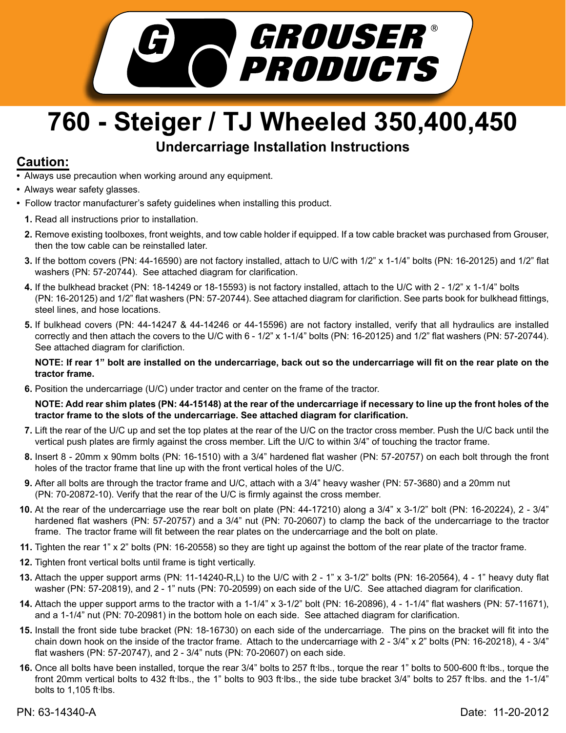GROUSER® PRODUCTS

# 760 - Steiger / TJ Wheeled 350,400,450

## Undercarriage Installation Instructions

### Caution:

- Always use precaution when working around any equipment.
- Always wear safety glasses.
- Follow tractor manufacturer's safety guidelines when installing this product.

1. Read all instructions prior to installation.
2. Remove existing toolboxes, front weights, and tow cable holder if equipped. If a tow cable bracket was purchased from Grouser, then the tow cable can be reinstalled later.
3. If the bottom covers (PN: 44-16590) are not factory installed, attach to U/C with 1/2" x 1-1/4" bolts (PN: 16-20125) and 1/2" flat washers (PN: 57-20744). See attached diagram for clarification.
4. If the bulkhead bracket (PN: 18-14249 or 18-15593) is not factory installed, attach to the U/C with 2 - 1/2" x 1-1/4" bolts (PN: 16-20125) and 1/2" flat washers (PN: 57-20744). See attached diagram for clarifiction. See parts book for bulkhead fittings, steel lines, and hose locations.
5. If bulkhead covers (PN: 44-14247 & 44-14246 or 44-15596) are not factory installed, verify that all hydraulics are installed correctly and then attach the covers to the U/C with 6 - 1/2" x 1-1/4" bolts (PN: 16-20125) and 1/2" flat washers (PN: 57-20744). See attached diagram for clarifiction.

   **NOTE: If rear 1" bolt are installed on the undercarriage, back out so the undercarriage will fit on the rear plate on the tractor frame.**

6. Position the undercarriage (U/C) under tractor and center on the frame of the tractor.

   **NOTE: Add rear shim plates (PN: 44-15148) at the rear of the undercarriage if necessary to line up the front holes of the tractor frame to the slots of the undercarriage. See attached diagram for clarification.**

7. Lift the rear of the U/C up and set the top plates at the rear of the U/C on the tractor cross member. Push the U/C back until the vertical push plates are firmly against the cross member. Lift the U/C to within 3/4" of touching the tractor frame.
8. Insert 8 - 20mm x 90mm bolts (PN: 16-1510) with a 3/4" hardened flat washer (PN: 57-20757) on each bolt through the front holes of the tractor frame that line up with the front vertical holes of the U/C.
9. After all bolts are through the tractor frame and U/C, attach with a 3/4" heavy washer (PN: 57-3680) and a 20mm nut (PN: 70-20872-10). Verify that the rear of the U/C is firmly against the cross member.
10. At the rear of the undercarriage use the rear bolt on plate (PN: 44-17210) along a 3/4" x 3-1/2" bolt (PN: 16-20224), 2 - 3/4" hardened flat washers (PN: 57-20757) and a 3/4" nut (PN: 70-20607) to clamp the back of the undercarriage to the tractor frame. The tractor frame will fit between the rear plates on the undercarriage and the bolt on plate.
11. Tighten the rear 1" x 2" bolts (PN: 16-20558) so they are tight up against the bottom of the rear plate of the tractor frame.
12. Tighten front vertical bolts until frame is tight vertically.
13. Attach the upper support arms (PN: 11-14240-R,L) to the U/C with 2 - 1" x 3-1/2" bolts (PN: 16-20564), 4 - 1" heavy duty flat washer (PN: 57-20819), and 2 - 1" nuts (PN: 70-20599) on each side of the U/C. See attached diagram for clarification.
14. Attach the upper support arms to the tractor with a 1-1/4" x 3-1/2" bolt (PN: 16-20896), 4 - 1-1/4" flat washers (PN: 57-11671), and a 1-1/4" nut (PN: 70-20981) in the bottom hole on each side. See attached diagram for clarification.
15. Install the front side tube bracket (PN: 18-16730) on each side of the undercarriage. The pins on the bracket will fit into the chain down hook on the inside of the tractor frame. Attach to the undercarriage with 2 - 3/4" x 2" bolts (PN: 16-20218), 4 - 3/4" flat washers (PN: 57-20747), and 2 - 3/4" nuts (PN: 70-20607) on each side.
16. Once all bolts have been installed, torque the rear 3/4" bolts to 257 ft·lbs., torque the rear 1" bolts to 500-600 ft·lbs., torque the front 20mm vertical bolts to 432 ft·lbs., the 1" bolts to 903 ft·lbs., the side tube bracket 3/4" bolts to 257 ft·lbs. and the 1-1/4" bolts to 1,105 ft·lbs.

PN: 63-14340-A

Date: 11-20-2012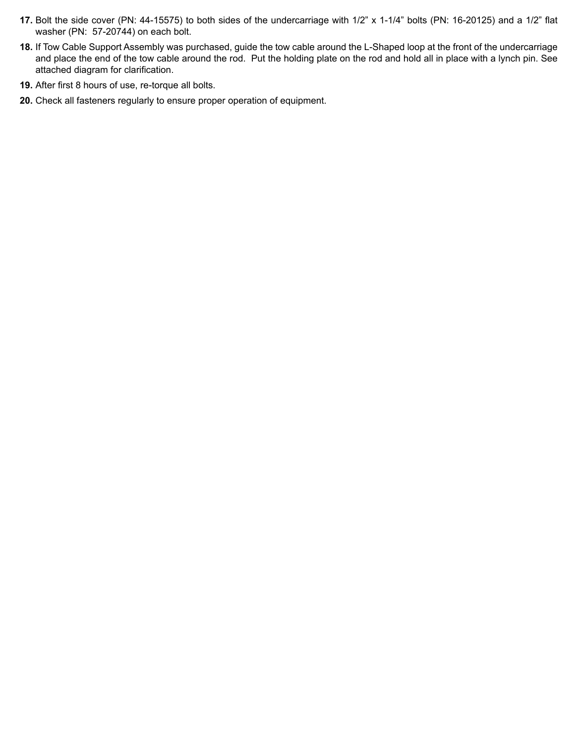17. Bolt the side cover (PN: 44-15575) to both sides of the undercarriage with 1/2” x 1-1/4” bolts (PN: 16-20125) and a 1/2” flat washer (PN: 57-20744) on each bolt.
18. If Tow Cable Support Assembly was purchased, guide the tow cable around the L-Shaped loop at the front of the undercarriage and place the end of the tow cable around the rod. Put the holding plate on the rod and hold all in place with a lynch pin. See attached diagram for clarification.
19. After first 8 hours of use, re-torque all bolts.
20. Check all fasteners regularly to ensure proper operation of equipment.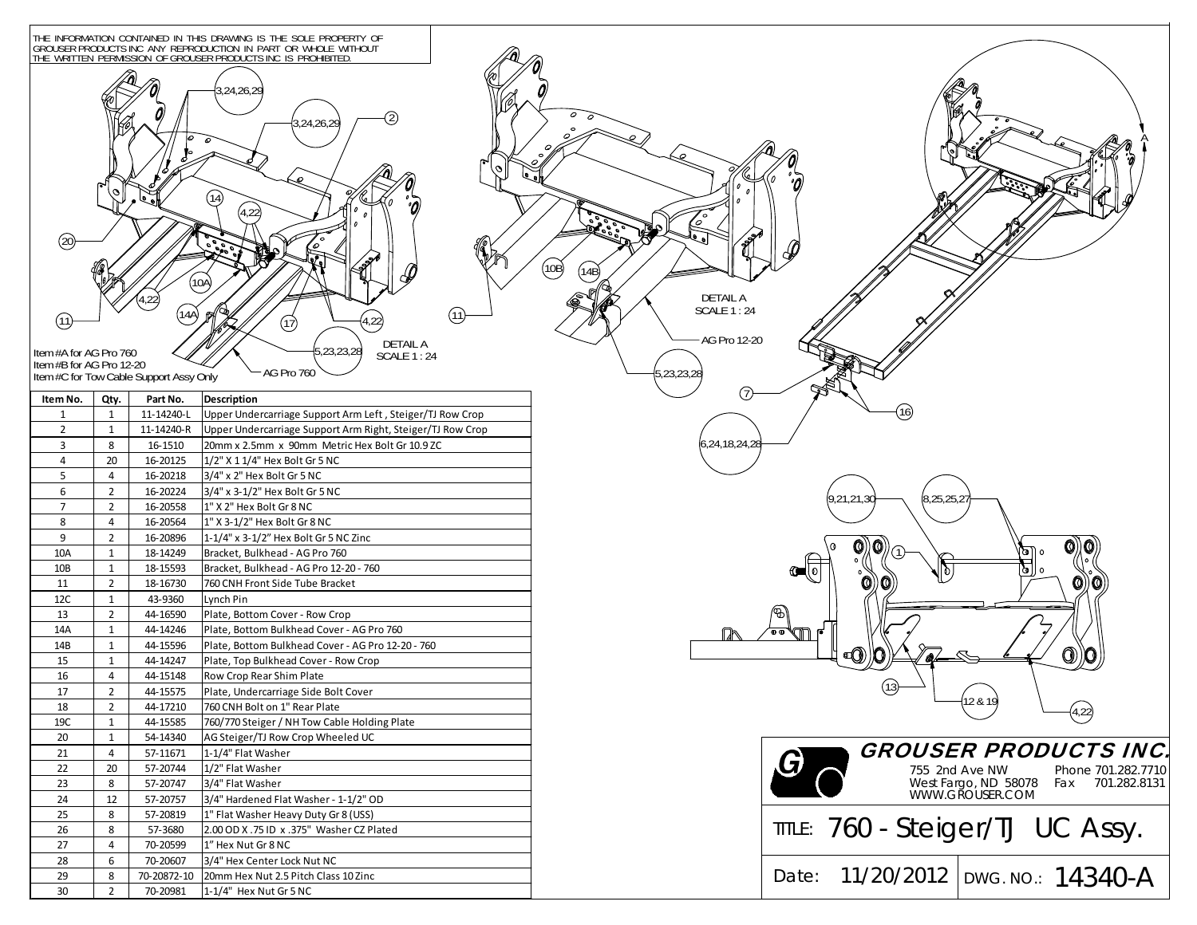THE INFORMATION CONTAINED IN THIS DRAWING IS THE SOLE PROPERTY OF GROUSER PRODUCTS INC ANY REPRODUCTION IN PART OR WHOLE WITHOUT THE WRITTEN PERMISSION OF GROUSER PRODUCTS INC IS PROHIBITED.

3,24,26,29

3,24,26,29

2

14

4,22

20

10A

4,22

11

14A

17

4,22

5,23,23,28

DETAIL A
SCALE 1 : 24

AG Pro 760

Item #A for AG Pro 760
Item #B for AG Pro 12-20
Item #C for Tow Cable Support Assy Only

10B

14B

11

DETAIL A
SCALE 1 : 24

AG Pro 12-20

5,23,23,28

A

A

7

16

6,24,18,24,28

9,21,21,30

8,25,25,27

1

13

12 & 19

4,22

| Item No. | Qty. | Part No. | Description |
|---|---|---|---|
| 1 | 1 | 11-14240-L | Upper Undercarriage Support Arm Left , Steiger/TJ Row Crop |
| 2 | 1 | 11-14240-R | Upper Undercarriage Support Arm Right, Steiger/TJ Row Crop |
| 3 | 8 | 16-1510 | 20mm x 2.5mm x 90mm Metric Hex Bolt Gr 10.9 ZC |
| 4 | 20 | 16-20125 | 1/2" X 1 1/4" Hex Bolt Gr 5 NC |
| 5 | 4 | 16-20218 | 3/4" x 2" Hex Bolt Gr 5 NC |
| 6 | 2 | 16-20224 | 3/4" x 3-1/2" Hex Bolt Gr 5 NC |
| 7 | 2 | 16-20558 | 1" X 2" Hex Bolt Gr 8 NC |
| 8 | 4 | 16-20564 | 1" X 3-1/2" Hex Bolt Gr 8 NC |
| 9 | 2 | 16-20896 | 1-1/4" x 3-1/2" Hex Bolt Gr 5 NC Zinc |
| 10A | 1 | 18-14249 | Bracket, Bulkhead - AG Pro 760 |
| 10B | 1 | 18-15593 | Bracket, Bulkhead - AG Pro 12-20 - 760 |
| 11 | 2 | 18-16730 | 760 CNH Front Side Tube Bracket |
| 12C | 1 | 43-9360 | Lynch Pin |
| 13 | 2 | 44-16590 | Plate, Bottom Cover - Row Crop |
| 14A | 1 | 44-14246 | Plate, Bottom Bulkhead Cover - AG Pro 760 |
| 14B | 1 | 44-15596 | Plate, Bottom Bulkhead Cover - AG Pro 12-20 - 760 |
| 15 | 1 | 44-14247 | Plate, Top Bulkhead Cover - Row Crop |
| 16 | 4 | 44-15148 | Row Crop Rear Shim Plate |
| 17 | 2 | 44-15575 | Plate, Undercarriage Side Bolt Cover |
| 18 | 2 | 44-17210 | 760 CNH Bolt on 1" Rear Plate |
| 19C | 1 | 44-15585 | 760/770 Steiger / NH Tow Cable Holding Plate |
| 20 | 1 | 54-14340 | AG Steiger/TJ Row Crop Wheeled UC |
| 21 | 4 | 57-11671 | 1-1/4" Flat Washer |
| 22 | 20 | 57-20744 | 1/2" Flat Washer |
| 23 | 8 | 57-20747 | 3/4" Flat Washer |
| 24 | 12 | 57-20757 | 3/4" Hardened Flat Washer - 1-1/2" OD |
| 25 | 8 | 57-20819 | 1" Flat Washer Heavy Duty Gr 8 (USS) |
| 26 | 8 | 57-3680 | 2.00 OD X .75 ID x .375" Washer CZ Plated |
| 27 | 4 | 70-20599 | 1" Hex Nut Gr 8 NC |
| 28 | 6 | 70-20607 | 3/4" Hex Center Lock Nut NC |
| 29 | 8 | 70-20872-10 | 20mm Hex Nut 2.5 Pitch Class 10 Zinc |
| 30 | 2 | 70-20981 | 1-1/4" Hex Nut Gr 5 NC |

**GROUSER PRODUCTS INC.**
755 2nd Ave NW
West Fargo, ND 58078
WWW.GROUSER.COM
Phone 701.282.7710
Fax 701.282.8131

TITLE: 760 - Steiger/TJ UC Assy.

Date: 11/20/2012

DWG. NO.: 14340-A